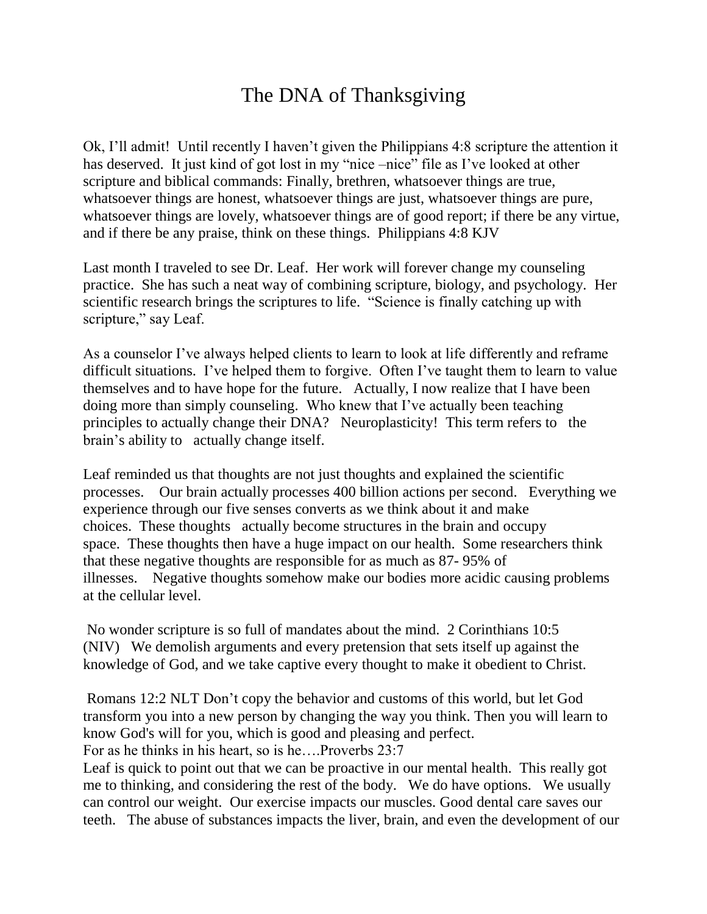# The DNA of Thanksgiving

Ok, I'll admit! Until recently I haven't given the Philippians 4:8 scripture the attention it has deserved. It just kind of got lost in my "nice –nice" file as I've looked at other scripture and biblical commands: Finally, brethren, whatsoever things are true, whatsoever things are honest, whatsoever things are just, whatsoever things are pure, whatsoever things are lovely, whatsoever things are of good report; if there be any virtue, and if there be any praise, think on these things. Philippians 4:8 KJV

Last month I traveled to see Dr. Leaf. Her work will forever change my counseling practice. She has such a neat way of combining scripture, biology, and psychology. Her scientific research brings the scriptures to life. "Science is finally catching up with scripture," say Leaf.

As a counselor I've always helped clients to learn to look at life differently and reframe difficult situations. I've helped them to forgive. Often I've taught them to learn to value themselves and to have hope for the future. Actually, I now realize that I have been doing more than simply counseling. Who knew that I've actually been teaching principles to actually change their DNA? Neuroplasticity! This term refers to the brain's ability to actually change itself.

Leaf reminded us that thoughts are not just thoughts and explained the scientific processes. Our brain actually processes 400 billion actions per second. Everything we experience through our five senses converts as we think about it and make choices. These thoughts actually become structures in the brain and occupy space. These thoughts then have a huge impact on our health. Some researchers think that these negative thoughts are responsible for as much as 87- 95% of illnesses. Negative thoughts somehow make our bodies more acidic causing problems at the cellular level.

No wonder scripture is so full of mandates about the mind. 2 Corinthians 10:5 (NIV) We demolish arguments and every pretension that sets itself up against the knowledge of God, and we take captive every thought to make it obedient to Christ.

Romans 12:2 NLT Don't copy the behavior and customs of this world, but let God transform you into a new person by changing the way you think. Then you will learn to know God's will for you, which is good and pleasing and perfect.
For as he thinks in his heart, so is he….Proverbs 23:7
Leaf is quick to point out that we can be proactive in our mental health. This really got me to thinking, and considering the rest of the body. We do have options. We usually can control our weight. Our exercise impacts our muscles. Good dental care saves our teeth. The abuse of substances impacts the liver, brain, and even the development of our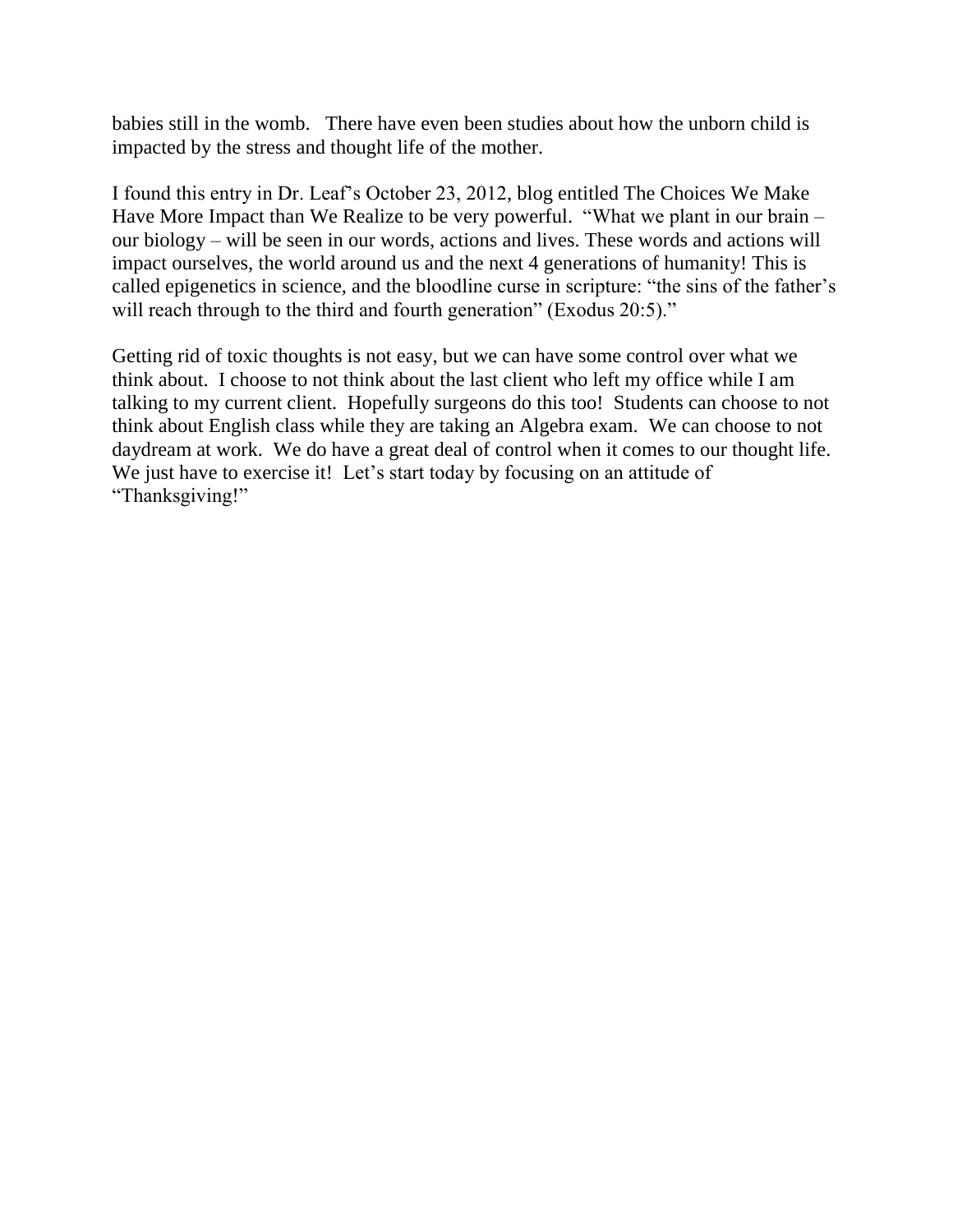babies still in the womb. There have even been studies about how the unborn child is impacted by the stress and thought life of the mother.

I found this entry in Dr. Leaf's October 23, 2012, blog entitled The Choices We Make Have More Impact than We Realize to be very powerful. "What we plant in our brain – our biology – will be seen in our words, actions and lives. These words and actions will impact ourselves, the world around us and the next 4 generations of humanity! This is called epigenetics in science, and the bloodline curse in scripture: "the sins of the father's will reach through to the third and fourth generation" (Exodus 20:5)."

Getting rid of toxic thoughts is not easy, but we can have some control over what we think about. I choose to not think about the last client who left my office while I am talking to my current client. Hopefully surgeons do this too! Students can choose to not think about English class while they are taking an Algebra exam. We can choose to not daydream at work. We do have a great deal of control when it comes to our thought life. We just have to exercise it! Let's start today by focusing on an attitude of "Thanksgiving!"